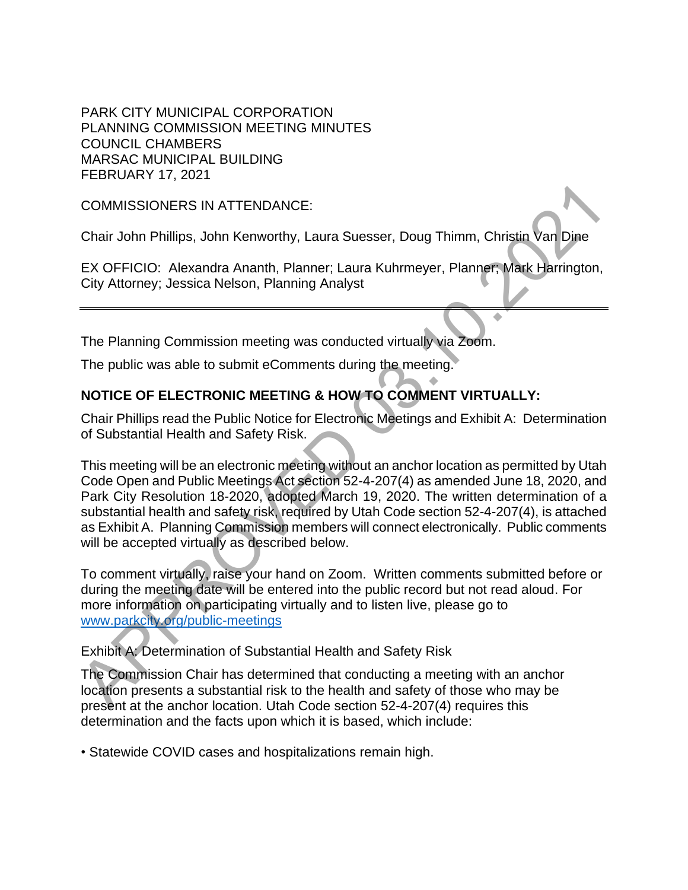PARK CITY MUNICIPAL CORPORATION
PLANNING COMMISSION MEETING MINUTES
COUNCIL CHAMBERS
MARSAC MUNICIPAL BUILDING
FEBRUARY 17, 2021

COMMISSIONERS IN ATTENDANCE:

Chair John Phillips, John Kenworthy, Laura Suesser, Doug Thimm, Christin Van Dine

EX OFFICIO: Alexandra Ananth, Planner; Laura Kuhrmeyer, Planner; Mark Harrington, City Attorney; Jessica Nelson, Planning Analyst

---

The Planning Commission meeting was conducted virtually via Zoom.

The public was able to submit eComments during the meeting.

**NOTICE OF ELECTRONIC MEETING & HOW TO COMMENT VIRTUALLY:**

Chair Phillips read the Public Notice for Electronic Meetings and Exhibit A: Determination of Substantial Health and Safety Risk.

This meeting will be an electronic meeting without an anchor location as permitted by Utah Code Open and Public Meetings Act section 52-4-207(4) as amended June 18, 2020, and Park City Resolution 18-2020, adopted March 19, 2020. The written determination of a substantial health and safety risk, required by Utah Code section 52-4-207(4), is attached as Exhibit A. Planning Commission members will connect electronically. Public comments will be accepted virtually as described below.

To comment virtually, raise your hand on Zoom. Written comments submitted before or during the meeting date will be entered into the public record but not read aloud. For more information on participating virtually and to listen live, please go to www.parkcity.org/public-meetings

Exhibit A: Determination of Substantial Health and Safety Risk

The Commission Chair has determined that conducting a meeting with an anchor location presents a substantial risk to the health and safety of those who may be present at the anchor location. Utah Code section 52-4-207(4) requires this determination and the facts upon which it is based, which include:

• Statewide COVID cases and hospitalizations remain high.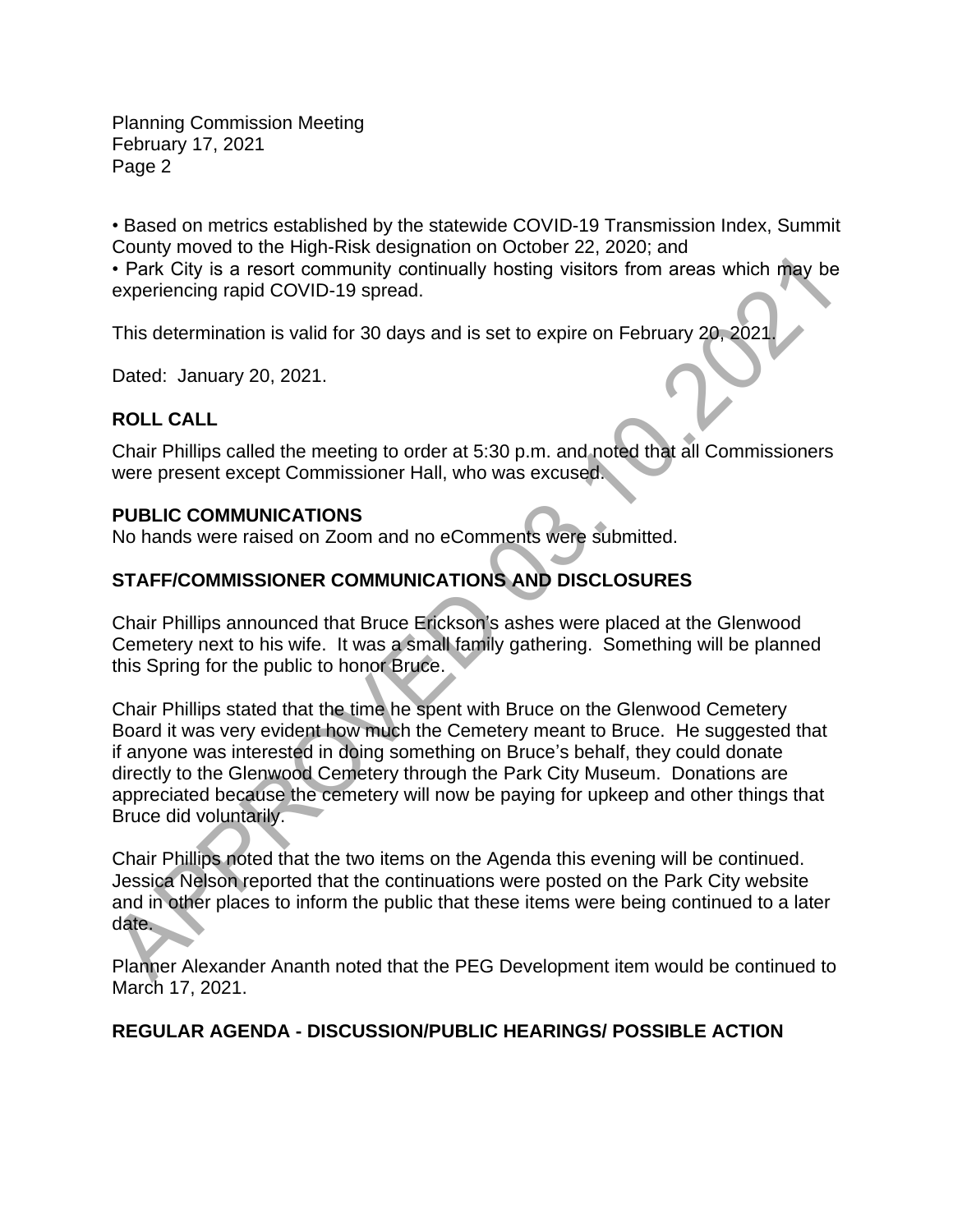• Based on metrics established by the statewide COVID-19 Transmission Index, Summit County moved to the High-Risk designation on October 22, 2020; and
• Park City is a resort community continually hosting visitors from areas which may be experiencing rapid COVID-19 spread.

This determination is valid for 30 days and is set to expire on February 20, 2021.

Dated: January 20, 2021.

## ROLL CALL

Chair Phillips called the meeting to order at 5:30 p.m. and noted that all Commissioners were present except Commissioner Hall, who was excused.

## PUBLIC COMMUNICATIONS

No hands were raised on Zoom and no eComments were submitted.

## STAFF/COMMISSIONER COMMUNICATIONS AND DISCLOSURES

Chair Phillips announced that Bruce Erickson's ashes were placed at the Glenwood Cemetery next to his wife. It was a small family gathering. Something will be planned this Spring for the public to honor Bruce.

Chair Phillips stated that the time he spent with Bruce on the Glenwood Cemetery Board it was very evident how much the Cemetery meant to Bruce. He suggested that if anyone was interested in doing something on Bruce's behalf, they could donate directly to the Glenwood Cemetery through the Park City Museum. Donations are appreciated because the cemetery will now be paying for upkeep and other things that Bruce did voluntarily.

Chair Phillips noted that the two items on the Agenda this evening will be continued. Jessica Nelson reported that the continuations were posted on the Park City website and in other places to inform the public that these items were being continued to a later date.

Planner Alexander Ananth noted that the PEG Development item would be continued to March 17, 2021.

## REGULAR AGENDA - DISCUSSION/PUBLIC HEARINGS/ POSSIBLE ACTION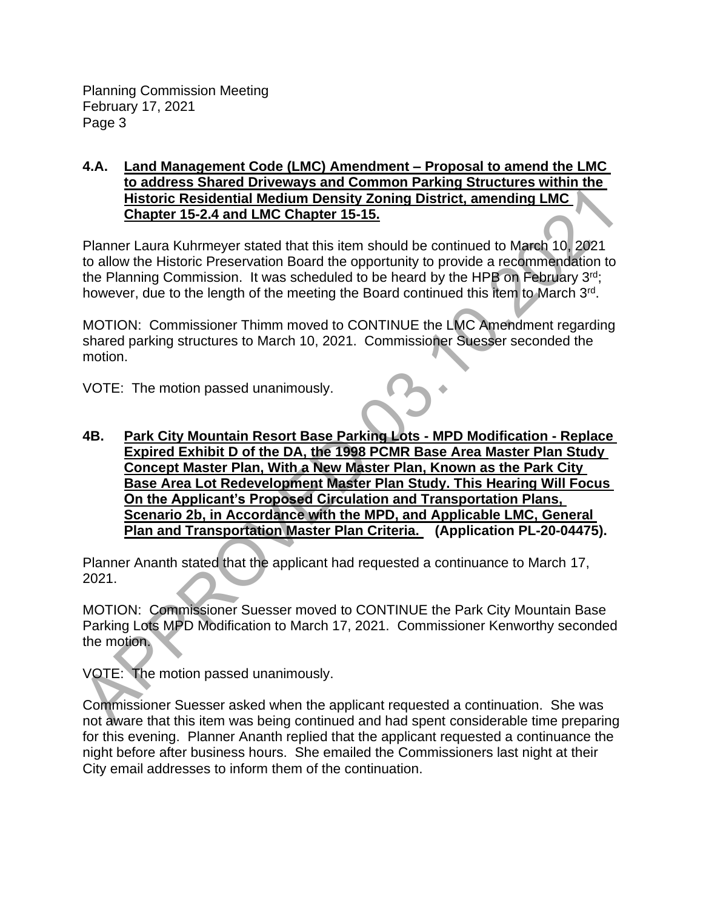**4.A. Land Management Code (LMC) Amendment – Proposal to amend the LMC to address Shared Driveways and Common Parking Structures within the Historic Residential Medium Density Zoning District, amending LMC Chapter 15-2.4 and LMC Chapter 15-15.**

Planner Laura Kuhrmeyer stated that this item should be continued to March 10, 2021 to allow the Historic Preservation Board the opportunity to provide a recommendation to the Planning Commission. It was scheduled to be heard by the HPB on February 3rd; however, due to the length of the meeting the Board continued this item to March 3rd.

MOTION: Commissioner Thimm moved to CONTINUE the LMC Amendment regarding shared parking structures to March 10, 2021. Commissioner Suesser seconded the motion.

VOTE: The motion passed unanimously.

**4B. Park City Mountain Resort Base Parking Lots - MPD Modification - Replace Expired Exhibit D of the DA, the 1998 PCMR Base Area Master Plan Study Concept Master Plan, With a New Master Plan, Known as the Park City Base Area Lot Redevelopment Master Plan Study. This Hearing Will Focus On the Applicant's Proposed Circulation and Transportation Plans, Scenario 2b, in Accordance with the MPD, and Applicable LMC, General Plan and Transportation Master Plan Criteria. (Application PL-20-04475).**

Planner Ananth stated that the applicant had requested a continuance to March 17, 2021.

MOTION: Commissioner Suesser moved to CONTINUE the Park City Mountain Base Parking Lots MPD Modification to March 17, 2021. Commissioner Kenworthy seconded the motion.

VOTE: The motion passed unanimously.

Commissioner Suesser asked when the applicant requested a continuation. She was not aware that this item was being continued and had spent considerable time preparing for this evening. Planner Ananth replied that the applicant requested a continuance the night before after business hours. She emailed the Commissioners last night at their City email addresses to inform them of the continuation.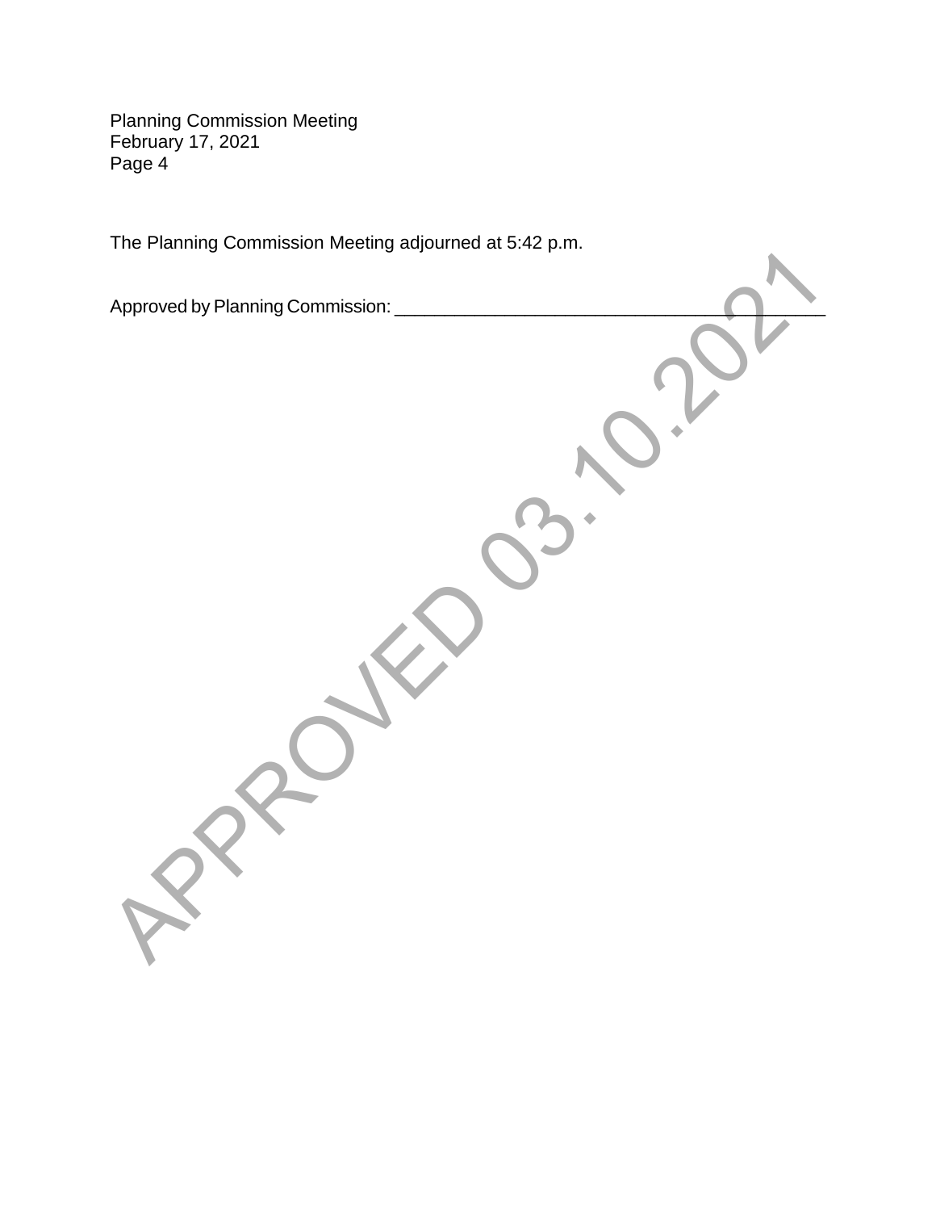The Planning Commission Meeting adjourned at 5:42 p.m.

Approved by Planning Commission: ___________________________________________

APPROVED 03.10.2021